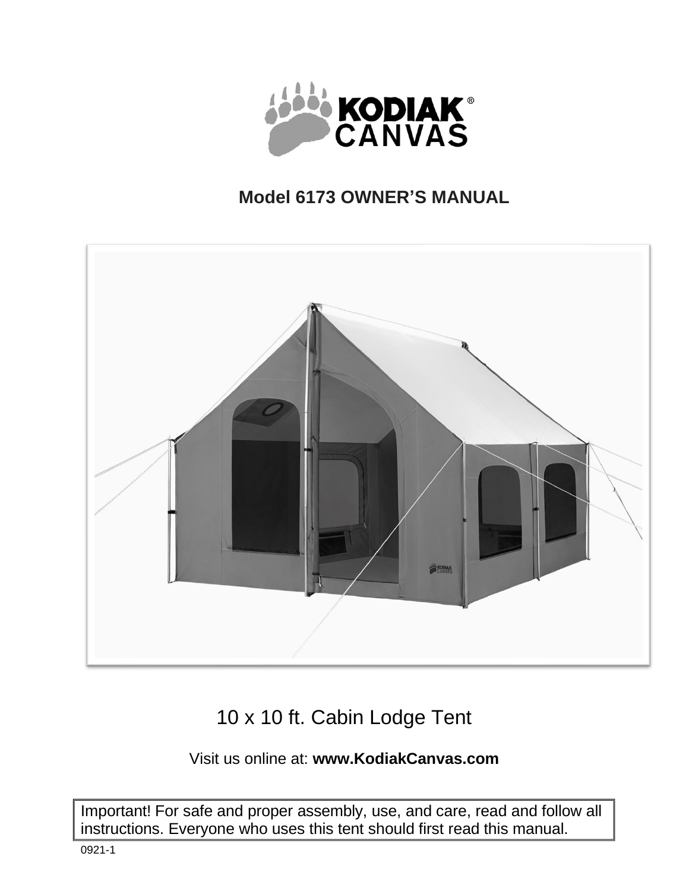# KODIAK CANVAS

## Model 6173 OWNER'S MANUAL

10 x 10 ft. Cabin Lodge Tent

Visit us online at: **www.KodiakCanvas.com**

Important! For safe and proper assembly, use, and care, read and follow all instructions. Everyone who uses this tent should first read this manual.

0921-1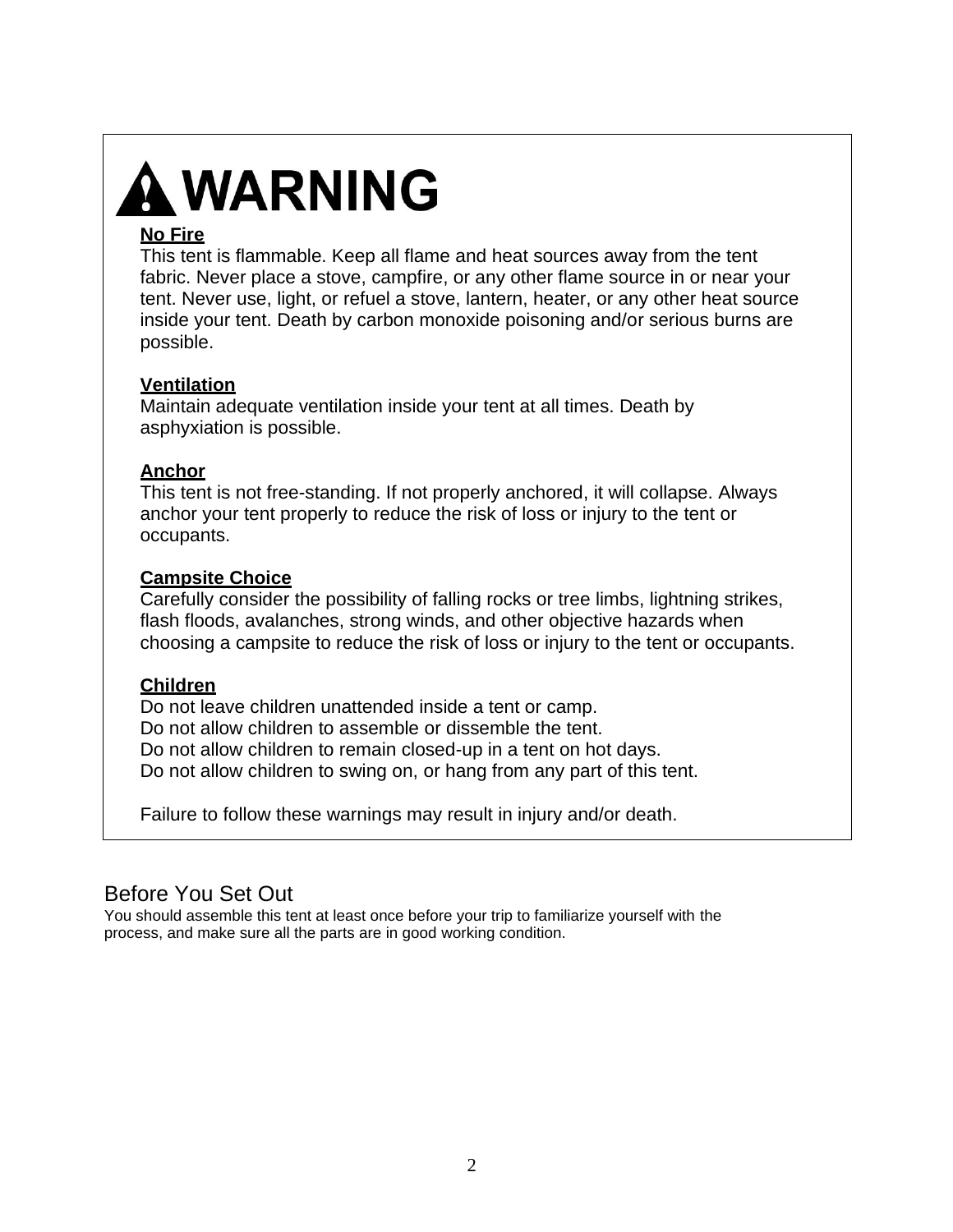# ⚠ WARNING

**No Fire**
This tent is flammable. Keep all flame and heat sources away from the tent fabric. Never place a stove, campfire, or any other flame source in or near your tent. Never use, light, or refuel a stove, lantern, heater, or any other heat source inside your tent. Death by carbon monoxide poisoning and/or serious burns are possible.

**Ventilation**
Maintain adequate ventilation inside your tent at all times. Death by asphyxiation is possible.

**Anchor**
This tent is not free-standing. If not properly anchored, it will collapse. Always anchor your tent properly to reduce the risk of loss or injury to the tent or occupants.

**Campsite Choice**
Carefully consider the possibility of falling rocks or tree limbs, lightning strikes, flash floods, avalanches, strong winds, and other objective hazards when choosing a campsite to reduce the risk of loss or injury to the tent or occupants.

**Children**
Do not leave children unattended inside a tent or camp.
Do not allow children to assemble or dissemble the tent.
Do not allow children to remain closed-up in a tent on hot days.
Do not allow children to swing on, or hang from any part of this tent.

Failure to follow these warnings may result in injury and/or death.

## Before You Set Out

You should assemble this tent at least once before your trip to familiarize yourself with the process, and make sure all the parts are in good working condition.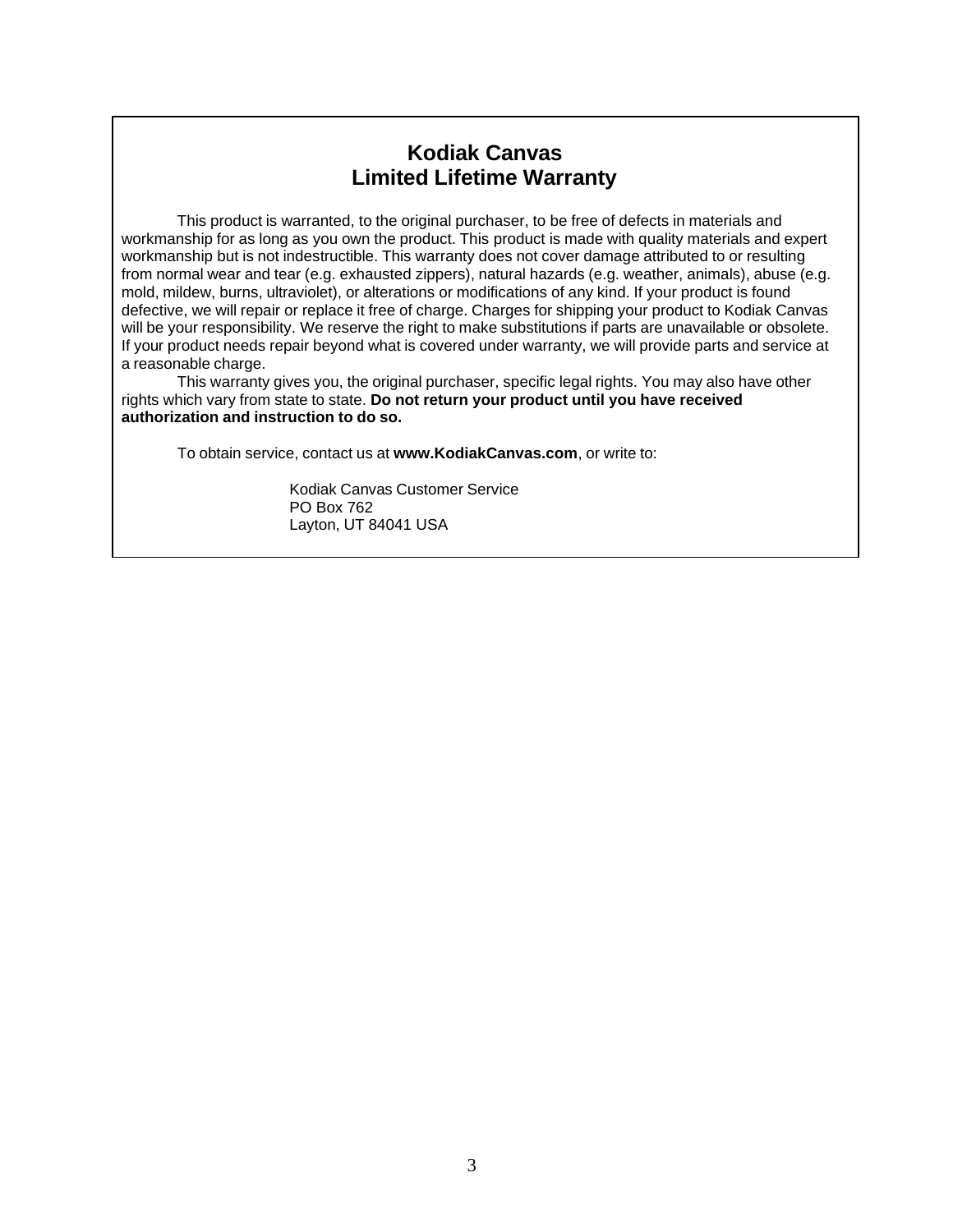# Kodiak Canvas
## Limited Lifetime Warranty

This product is warranted, to the original purchaser, to be free of defects in materials and workmanship for as long as you own the product. This product is made with quality materials and expert workmanship but is not indestructible. This warranty does not cover damage attributed to or resulting from normal wear and tear (e.g. exhausted zippers), natural hazards (e.g. weather, animals), abuse (e.g. mold, mildew, burns, ultraviolet), or alterations or modifications of any kind. If your product is found defective, we will repair or replace it free of charge. Charges for shipping your product to Kodiak Canvas will be your responsibility. We reserve the right to make substitutions if parts are unavailable or obsolete. If your product needs repair beyond what is covered under warranty, we will provide parts and service at a reasonable charge.

This warranty gives you, the original purchaser, specific legal rights. You may also have other rights which vary from state to state. **Do not return your product until you have received authorization and instruction to do so.**

To obtain service, contact us at **www.KodiakCanvas.com**, or write to:

Kodiak Canvas Customer Service
PO Box 762
Layton, UT 84041 USA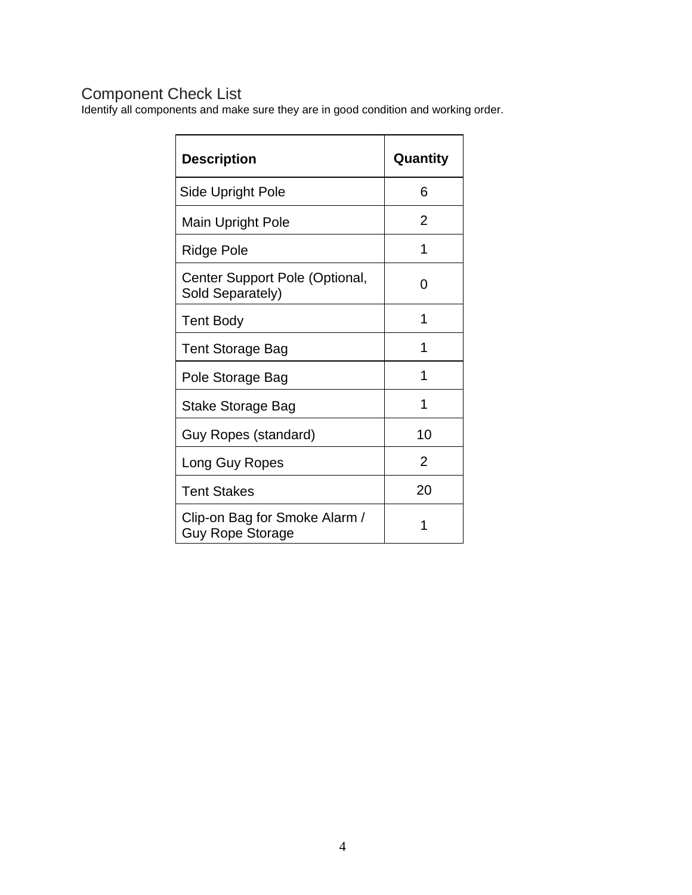## Component Check List

Identify all components and make sure they are in good condition and working order.

| Description | Quantity |
|---|---|
| Side Upright Pole | 6 |
| Main Upright Pole | 2 |
| Ridge Pole | 1 |
| Center Support Pole (Optional, Sold Separately) | 0 |
| Tent Body | 1 |
| Tent Storage Bag | 1 |
| Pole Storage Bag | 1 |
| Stake Storage Bag | 1 |
| Guy Ropes (standard) | 10 |
| Long Guy Ropes | 2 |
| Tent Stakes | 20 |
| Clip-on Bag for Smoke Alarm / Guy Rope Storage | 1 |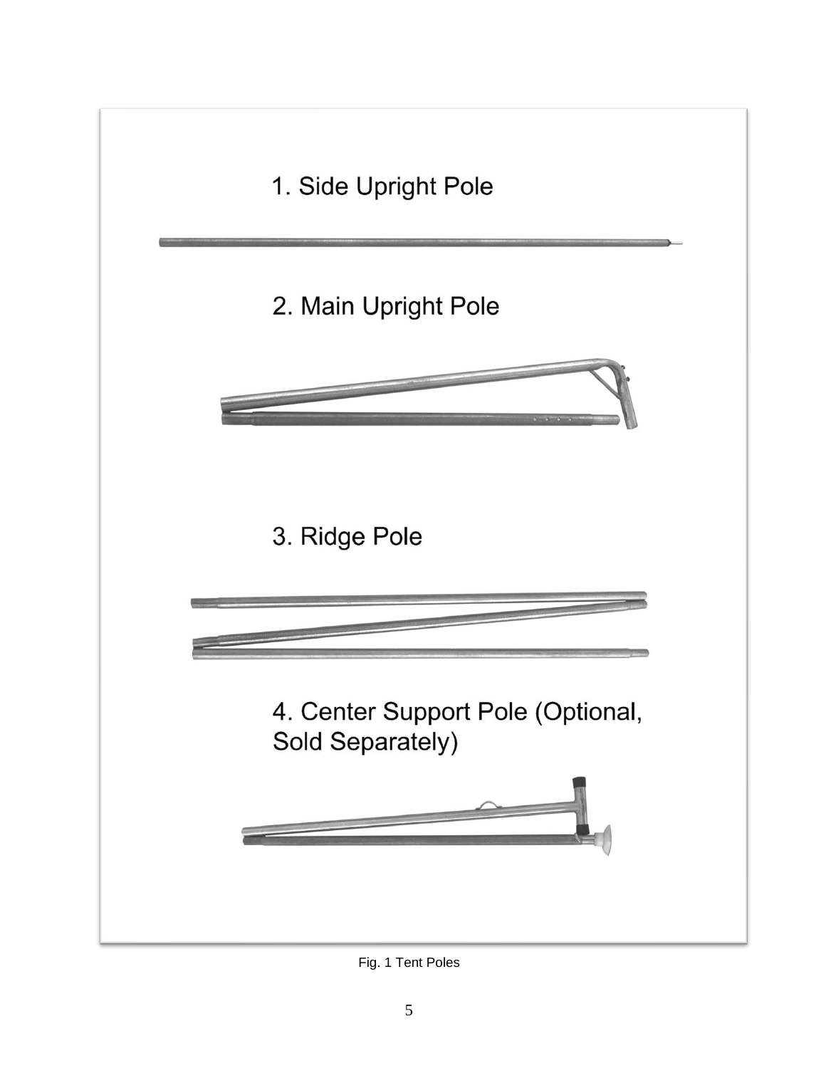1. Side Upright Pole

2. Main Upright Pole

3. Ridge Pole

4. Center Support Pole (Optional, Sold Separately)

Fig. 1 Tent Poles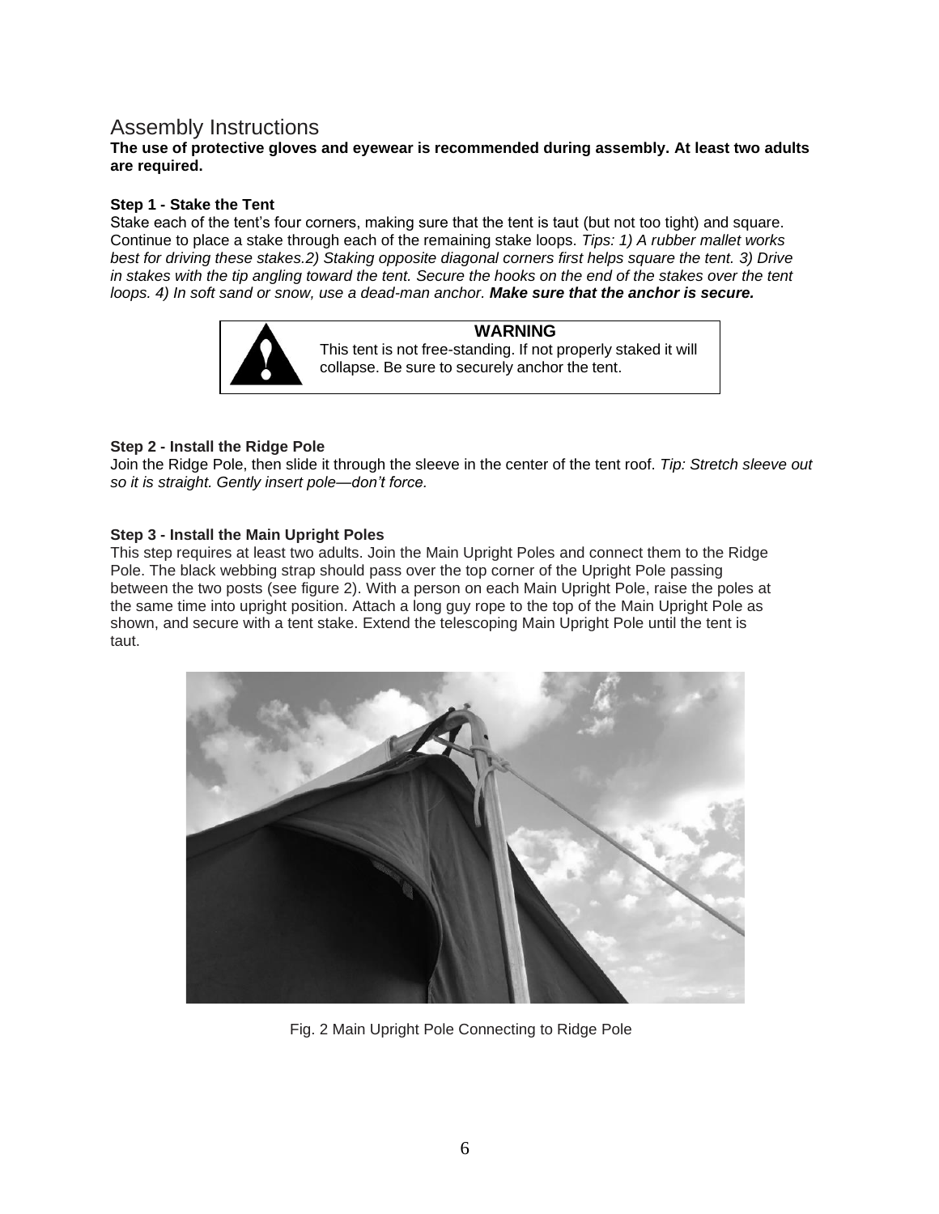# Assembly Instructions

**The use of protective gloves and eyewear is recommended during assembly. At least two adults are required.**

**Step 1 - Stake the Tent**

Stake each of the tent's four corners, making sure that the tent is taut (but not too tight) and square. Continue to place a stake through each of the remaining stake loops. *Tips: 1) A rubber mallet works best for driving these stakes.2) Staking opposite diagonal corners first helps square the tent. 3) Drive in stakes with the tip angling toward the tent. Secure the hooks on the end of the stakes over the tent loops. 4) In soft sand or snow, use a dead-man anchor.* ***Make sure that the anchor is secure.***

> **WARNING**
>
> This tent is not free-standing. If not properly staked it will collapse. Be sure to securely anchor the tent.

**Step 2 - Install the Ridge Pole**

Join the Ridge Pole, then slide it through the sleeve in the center of the tent roof. *Tip: Stretch sleeve out so it is straight. Gently insert pole—don't force.*

**Step 3 - Install the Main Upright Poles**

This step requires at least two adults. Join the Main Upright Poles and connect them to the Ridge Pole. The black webbing strap should pass over the top corner of the Upright Pole passing between the two posts (see figure 2). With a person on each Main Upright Pole, raise the poles at the same time into upright position. Attach a long guy rope to the top of the Main Upright Pole as shown, and secure with a tent stake. Extend the telescoping Main Upright Pole until the tent is taut.

Fig. 2 Main Upright Pole Connecting to Ridge Pole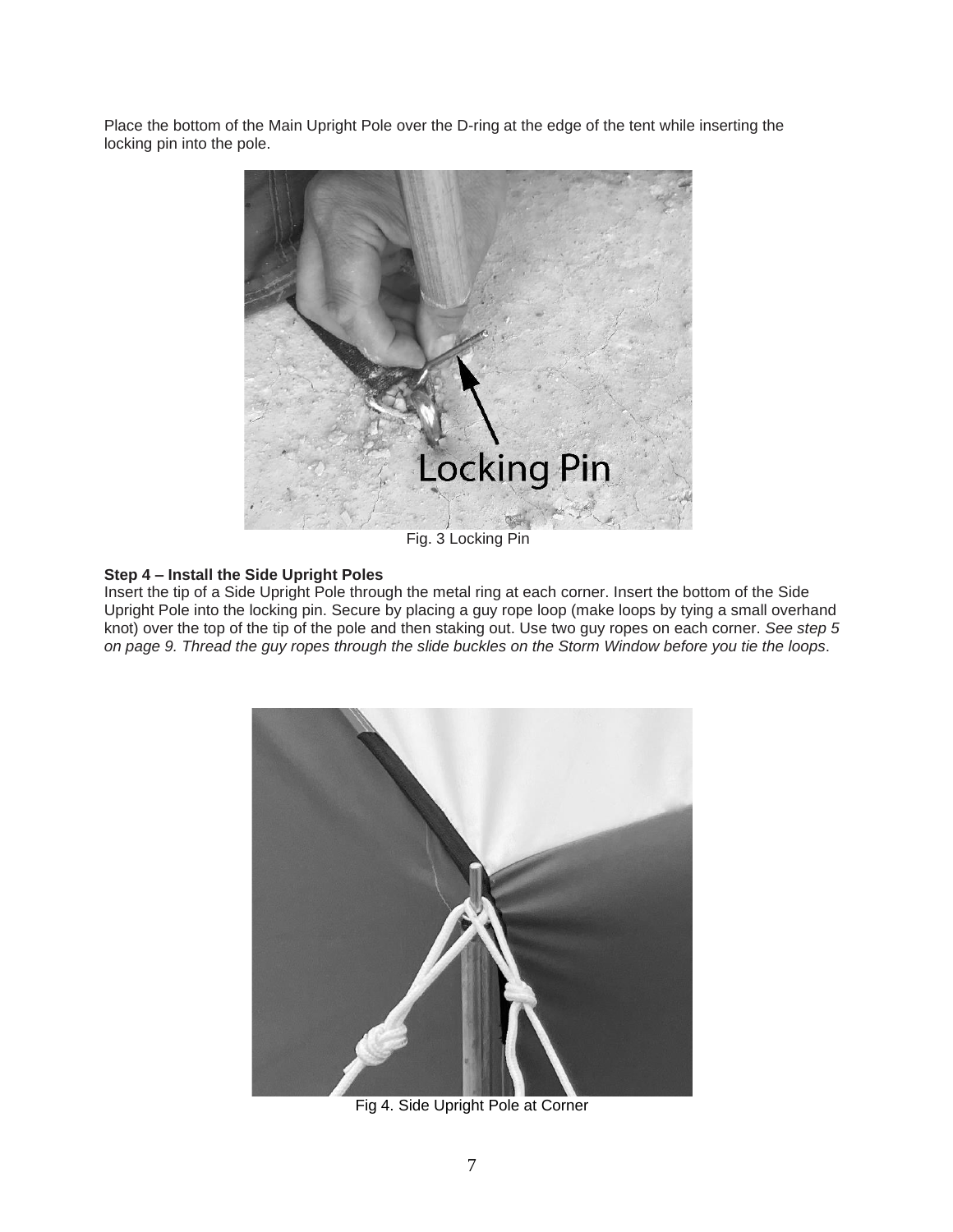Place the bottom of the Main Upright Pole over the D-ring at the edge of the tent while inserting the locking pin into the pole.

Fig. 3 Locking Pin

**Step 4 – Install the Side Upright Poles**

Insert the tip of a Side Upright Pole through the metal ring at each corner. Insert the bottom of the Side Upright Pole into the locking pin. Secure by placing a guy rope loop (make loops by tying a small overhand knot) over the top of the tip of the pole and then staking out. Use two guy ropes on each corner. *See step 5 on page 9. Thread the guy ropes through the slide buckles on the Storm Window before you tie the loops*.

Fig 4. Side Upright Pole at Corner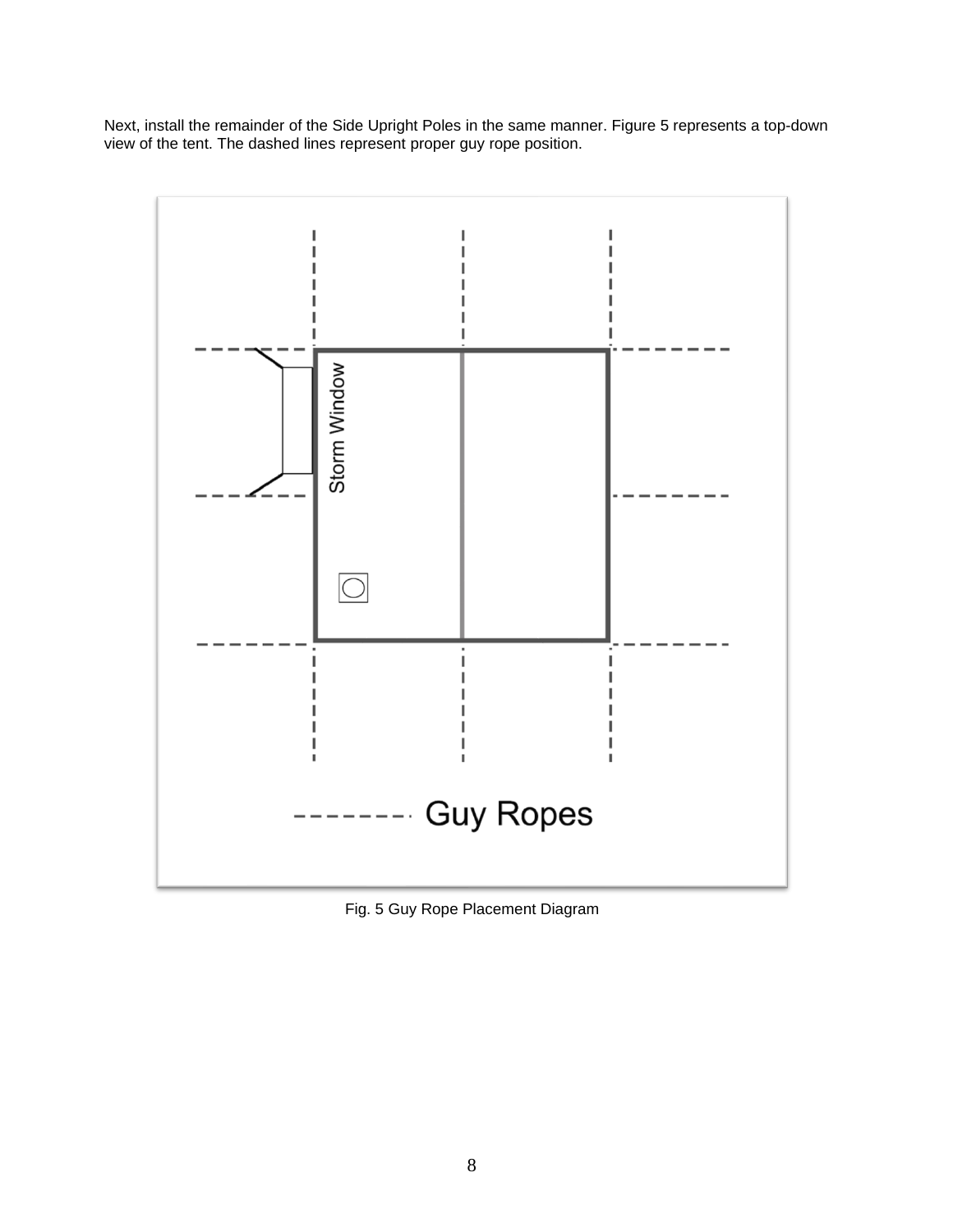Next, install the remainder of the Side Upright Poles in the same manner. Figure 5 represents a top-down view of the tent. The dashed lines represent proper guy rope position.

Storm Window

-------- Guy Ropes

Fig. 5 Guy Rope Placement Diagram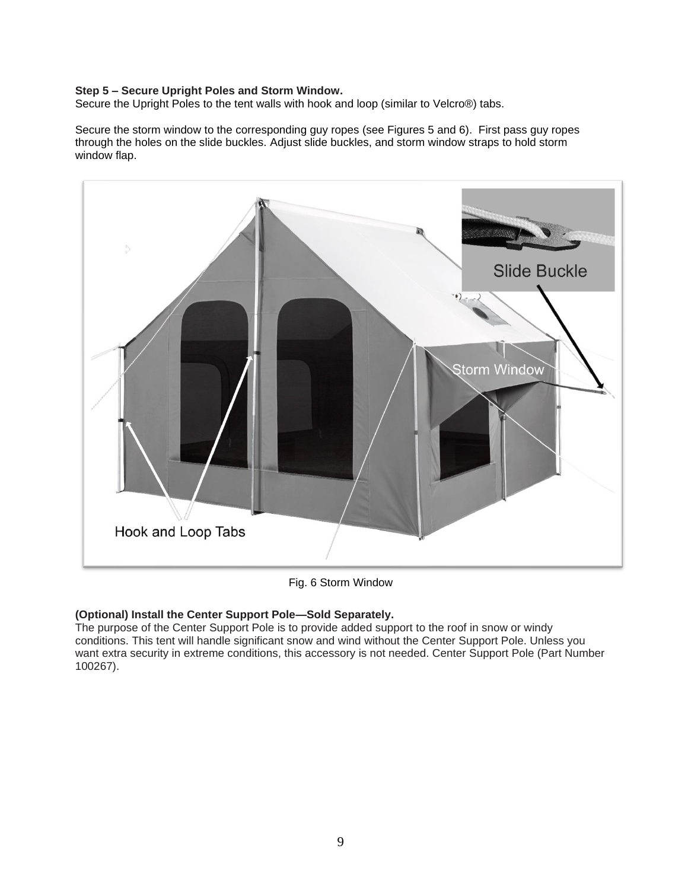**Step 5 – Secure Upright Poles and Storm Window.**
Secure the Upright Poles to the tent walls with hook and loop (similar to Velcro®) tabs.

Secure the storm window to the corresponding guy ropes (see Figures 5 and 6). First pass guy ropes through the holes on the slide buckles. Adjust slide buckles, and storm window straps to hold storm window flap.

Fig. 6 Storm Window

**(Optional) Install the Center Support Pole—Sold Separately.**
The purpose of the Center Support Pole is to provide added support to the roof in snow or windy conditions. This tent will handle significant snow and wind without the Center Support Pole. Unless you want extra security in extreme conditions, this accessory is not needed. Center Support Pole (Part Number 100267).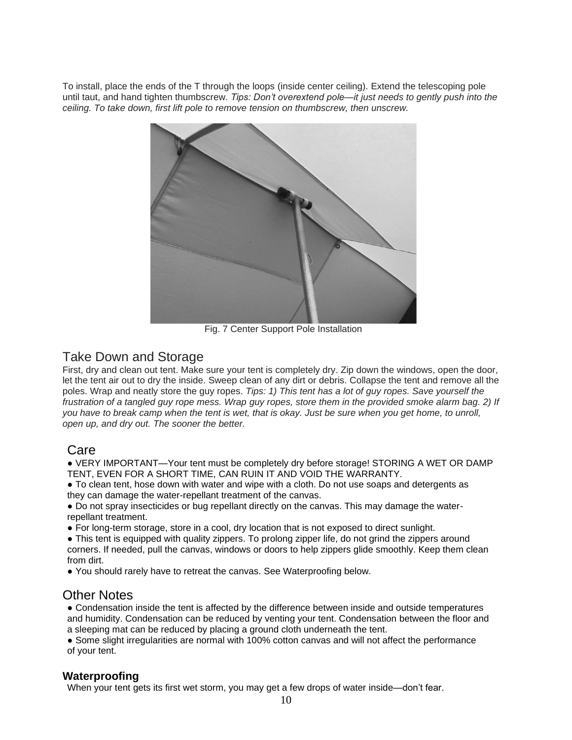To install, place the ends of the T through the loops (inside center ceiling). Extend the telescoping pole until taut, and hand tighten thumbscrew. *Tips: Don't overextend pole—it just needs to gently push into the ceiling. To take down, first lift pole to remove tension on thumbscrew, then unscrew.*

Fig. 7 Center Support Pole Installation

## Take Down and Storage

First, dry and clean out tent. Make sure your tent is completely dry. Zip down the windows, open the door, let the tent air out to dry the inside. Sweep clean of any dirt or debris. Collapse the tent and remove all the poles. Wrap and neatly store the guy ropes. *Tips: 1) This tent has a lot of guy ropes. Save yourself the frustration of a tangled guy rope mess. Wrap guy ropes, store them in the provided smoke alarm bag. 2) If you have to break camp when the tent is wet, that is okay. Just be sure when you get home, to unroll, open up, and dry out. The sooner the better.*

## Care

- VERY IMPORTANT—Your tent must be completely dry before storage! STORING A WET OR DAMP TENT, EVEN FOR A SHORT TIME, CAN RUIN IT AND VOID THE WARRANTY.
- To clean tent, hose down with water and wipe with a cloth. Do not use soaps and detergents as they can damage the water-repellant treatment of the canvas.
- Do not spray insecticides or bug repellant directly on the canvas. This may damage the water-repellant treatment.
- For long-term storage, store in a cool, dry location that is not exposed to direct sunlight.
- This tent is equipped with quality zippers. To prolong zipper life, do not grind the zippers around corners. If needed, pull the canvas, windows or doors to help zippers glide smoothly. Keep them clean from dirt.
- You should rarely have to retreat the canvas. See Waterproofing below.

## Other Notes

- Condensation inside the tent is affected by the difference between inside and outside temperatures and humidity. Condensation can be reduced by venting your tent. Condensation between the floor and a sleeping mat can be reduced by placing a ground cloth underneath the tent.
- Some slight irregularities are normal with 100% cotton canvas and will not affect the performance of your tent.

### Waterproofing

When your tent gets its first wet storm, you may get a few drops of water inside—don't fear.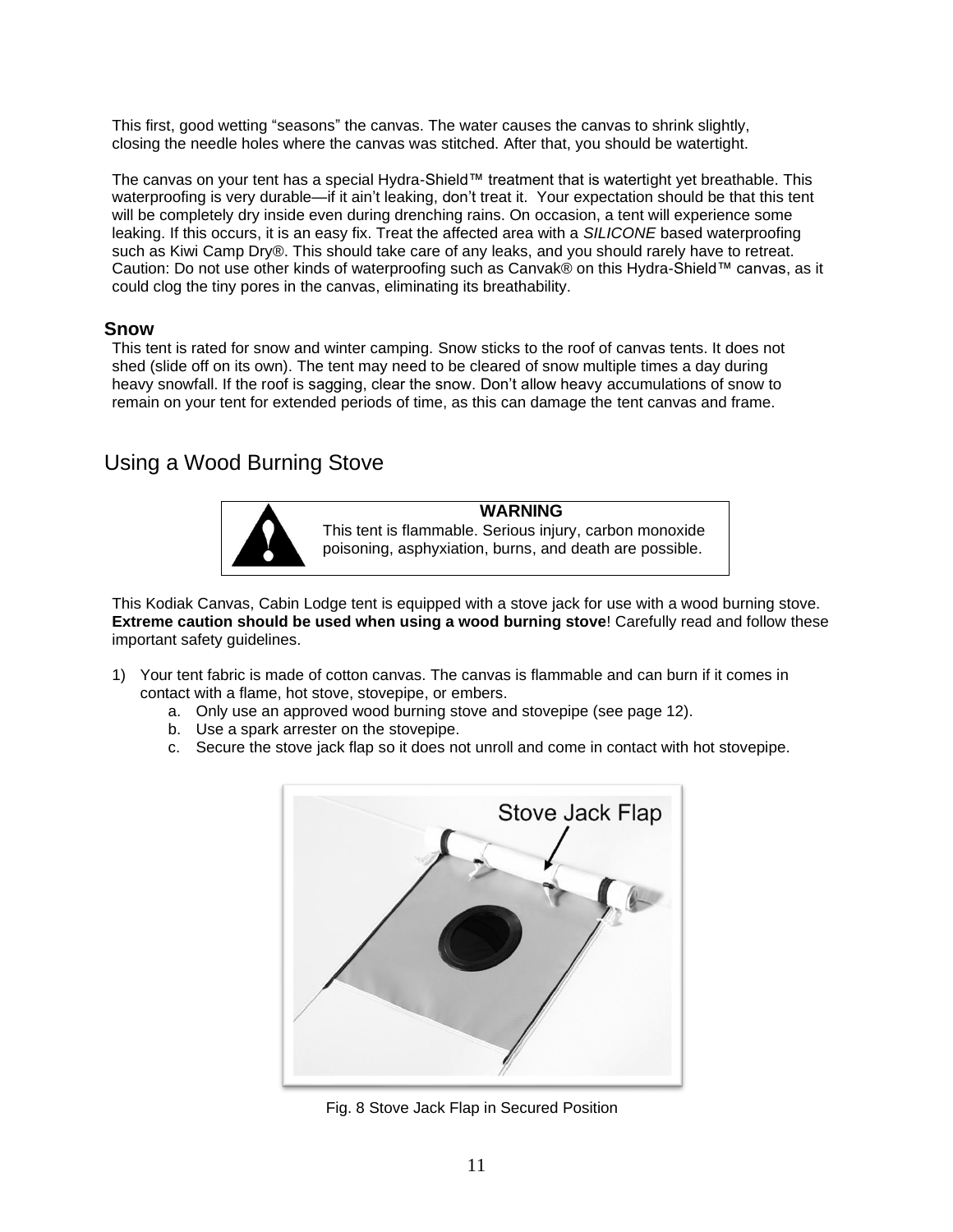This first, good wetting "seasons" the canvas. The water causes the canvas to shrink slightly, closing the needle holes where the canvas was stitched. After that, you should be watertight.

The canvas on your tent has a special Hydra-Shield™ treatment that is watertight yet breathable. This waterproofing is very durable—if it ain't leaking, don't treat it. Your expectation should be that this tent will be completely dry inside even during drenching rains. On occasion, a tent will experience some leaking. If this occurs, it is an easy fix. Treat the affected area with a *SILICONE* based waterproofing such as Kiwi Camp Dry®. This should take care of any leaks, and you should rarely have to retreat. Caution: Do not use other kinds of waterproofing such as Canvak® on this Hydra-Shield™ canvas, as it could clog the tiny pores in the canvas, eliminating its breathability.

### Snow

This tent is rated for snow and winter camping. Snow sticks to the roof of canvas tents. It does not shed (slide off on its own). The tent may need to be cleared of snow multiple times a day during heavy snowfall. If the roof is sagging, clear the snow. Don't allow heavy accumulations of snow to remain on your tent for extended periods of time, as this can damage the tent canvas and frame.

## Using a Wood Burning Stove

> **WARNING**
> This tent is flammable. Serious injury, carbon monoxide poisoning, asphyxiation, burns, and death are possible.

This Kodiak Canvas, Cabin Lodge tent is equipped with a stove jack for use with a wood burning stove. **Extreme caution should be used when using a wood burning stove**! Carefully read and follow these important safety guidelines.

1) Your tent fabric is made of cotton canvas. The canvas is flammable and can burn if it comes in contact with a flame, hot stove, stovepipe, or embers.
    a. Only use an approved wood burning stove and stovepipe (see page 12).
    b. Use a spark arrester on the stovepipe.
    c. Secure the stove jack flap so it does not unroll and come in contact with hot stovepipe.

Stove Jack Flap

Fig. 8 Stove Jack Flap in Secured Position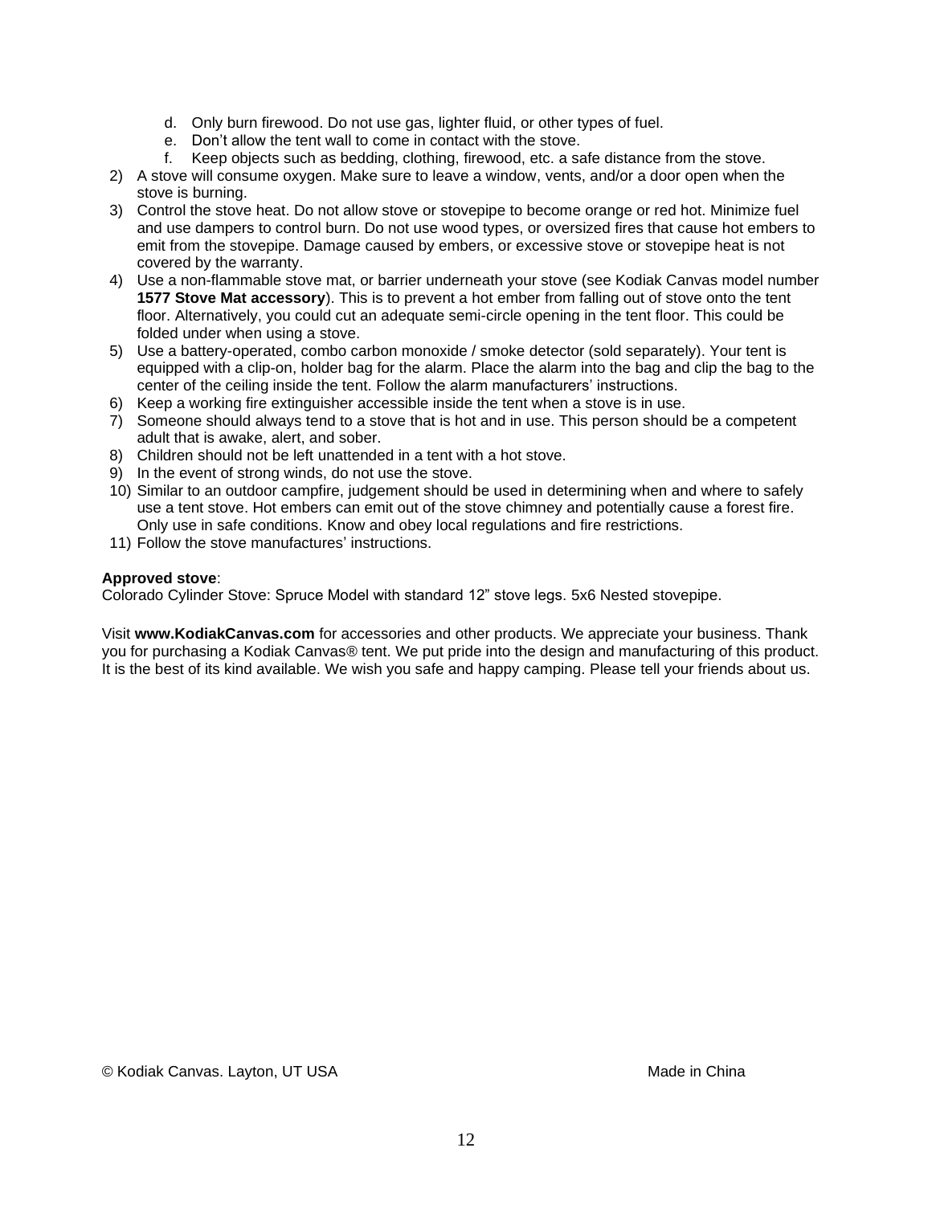d. Only burn firewood. Do not use gas, lighter fluid, or other types of fuel.
   e. Don't allow the tent wall to come in contact with the stove.
   f. Keep objects such as bedding, clothing, firewood, etc. a safe distance from the stove.

2) A stove will consume oxygen. Make sure to leave a window, vents, and/or a door open when the stove is burning.
3) Control the stove heat. Do not allow stove or stovepipe to become orange or red hot. Minimize fuel and use dampers to control burn. Do not use wood types, or oversized fires that cause hot embers to emit from the stovepipe. Damage caused by embers, or excessive stove or stovepipe heat is not covered by the warranty.
4) Use a non-flammable stove mat, or barrier underneath your stove (see Kodiak Canvas model number **1577 Stove Mat accessory**). This is to prevent a hot ember from falling out of stove onto the tent floor. Alternatively, you could cut an adequate semi-circle opening in the tent floor. This could be folded under when using a stove.
5) Use a battery-operated, combo carbon monoxide / smoke detector (sold separately). Your tent is equipped with a clip-on, holder bag for the alarm. Place the alarm into the bag and clip the bag to the center of the ceiling inside the tent. Follow the alarm manufacturers' instructions.
6) Keep a working fire extinguisher accessible inside the tent when a stove is in use.
7) Someone should always tend to a stove that is hot and in use. This person should be a competent adult that is awake, alert, and sober.
8) Children should not be left unattended in a tent with a hot stove.
9) In the event of strong winds, do not use the stove.
10) Similar to an outdoor campfire, judgement should be used in determining when and where to safely use a tent stove. Hot embers can emit out of the stove chimney and potentially cause a forest fire. Only use in safe conditions. Know and obey local regulations and fire restrictions.
11) Follow the stove manufactures' instructions.

**Approved stove**:
Colorado Cylinder Stove: Spruce Model with standard 12" stove legs. 5x6 Nested stovepipe.

Visit **www.KodiakCanvas.com** for accessories and other products. We appreciate your business. Thank you for purchasing a Kodiak Canvas® tent. We put pride into the design and manufacturing of this product. It is the best of its kind available. We wish you safe and happy camping. Please tell your friends about us.

© Kodiak Canvas. Layton, UT USA Made in China